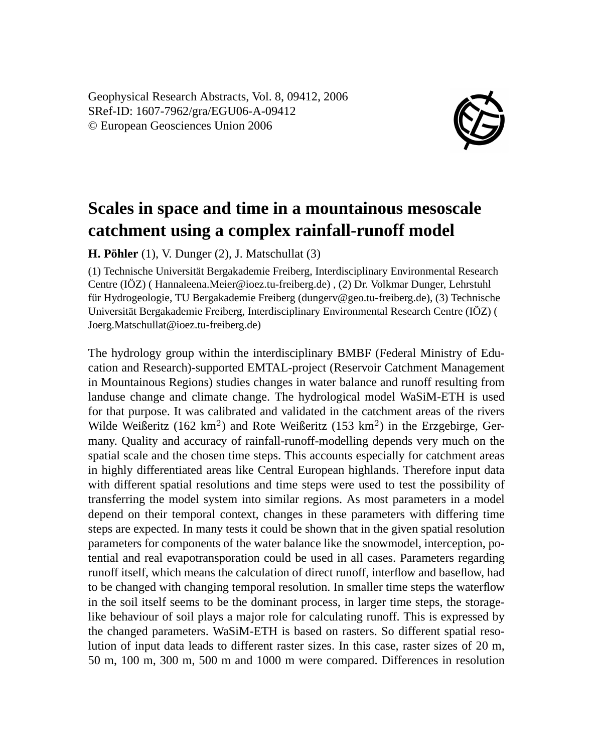Geophysical Research Abstracts, Vol. 8, 09412, 2006
SRef-ID: 1607-7962/gra/EGU06-A-09412
© European Geosciences Union 2006

# Scales in space and time in a mountainous mesoscale catchment using a complex rainfall-runoff model

**H. Pöhler** (1), V. Dunger (2), J. Matschullat (3)

(1) Technische Universität Bergakademie Freiberg, Interdisciplinary Environmental Research Centre (IÖZ) ( Hannaleena.Meier@ioez.tu-freiberg.de) , (2) Dr. Volkmar Dunger, Lehrstuhl für Hydrogeologie, TU Bergakademie Freiberg (dungerv@geo.tu-freiberg.de), (3) Technische Universität Bergakademie Freiberg, Interdisciplinary Environmental Research Centre (IÖZ) ( Joerg.Matschullat@ioez.tu-freiberg.de)

The hydrology group within the interdisciplinary BMBF (Federal Ministry of Education and Research)-supported EMTAL-project (Reservoir Catchment Management in Mountainous Regions) studies changes in water balance and runoff resulting from landuse change and climate change. The hydrological model WaSiM-ETH is used for that purpose. It was calibrated and validated in the catchment areas of the rivers Wilde Weißeritz (162 km$^2$) and Rote Weißeritz (153 km$^2$) in the Erzgebirge, Germany. Quality and accuracy of rainfall-runoff-modelling depends very much on the spatial scale and the chosen time steps. This accounts especially for catchment areas in highly differentiated areas like Central European highlands. Therefore input data with different spatial resolutions and time steps were used to test the possibility of transferring the model system into similar regions. As most parameters in a model depend on their temporal context, changes in these parameters with differing time steps are expected. In many tests it could be shown that in the given spatial resolution parameters for components of the water balance like the snowmodel, interception, potential and real evapotransporation could be used in all cases. Parameters regarding runoff itself, which means the calculation of direct runoff, interflow and baseflow, had to be changed with changing temporal resolution. In smaller time steps the waterflow in the soil itself seems to be the dominant process, in larger time steps, the storage-like behaviour of soil plays a major role for calculating runoff. This is expressed by the changed parameters. WaSiM-ETH is based on rasters. So different spatial resolution of input data leads to different raster sizes. In this case, raster sizes of 20 m, 50 m, 100 m, 300 m, 500 m and 1000 m were compared. Differences in resolution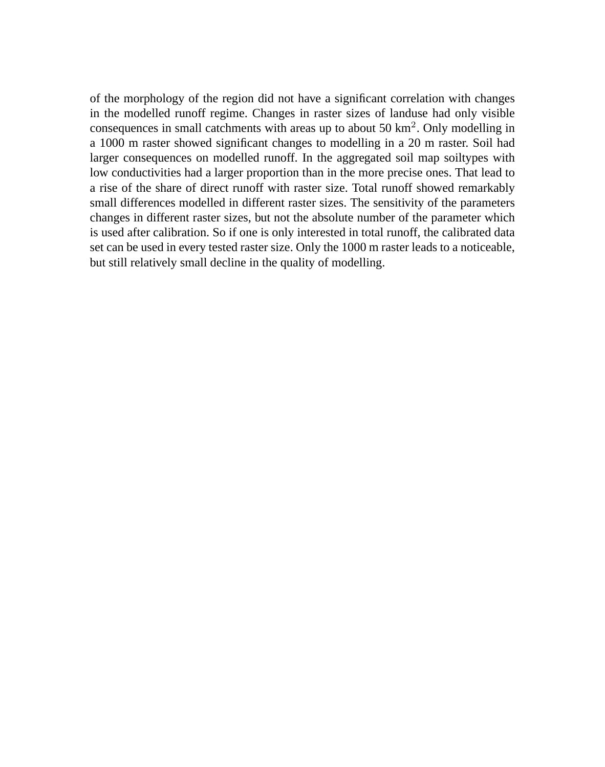of the morphology of the region did not have a significant correlation with changes in the modelled runoff regime. Changes in raster sizes of landuse had only visible consequences in small catchments with areas up to about 50 $km^2$. Only modelling in a 1000 m raster showed significant changes to modelling in a 20 m raster. Soil had larger consequences on modelled runoff. In the aggregated soil map soiltypes with low conductivities had a larger proportion than in the more precise ones. That lead to a rise of the share of direct runoff with raster size. Total runoff showed remarkably small differences modelled in different raster sizes. The sensitivity of the parameters changes in different raster sizes, but not the absolute number of the parameter which is used after calibration. So if one is only interested in total runoff, the calibrated data set can be used in every tested raster size. Only the 1000 m raster leads to a noticeable, but still relatively small decline in the quality of modelling.